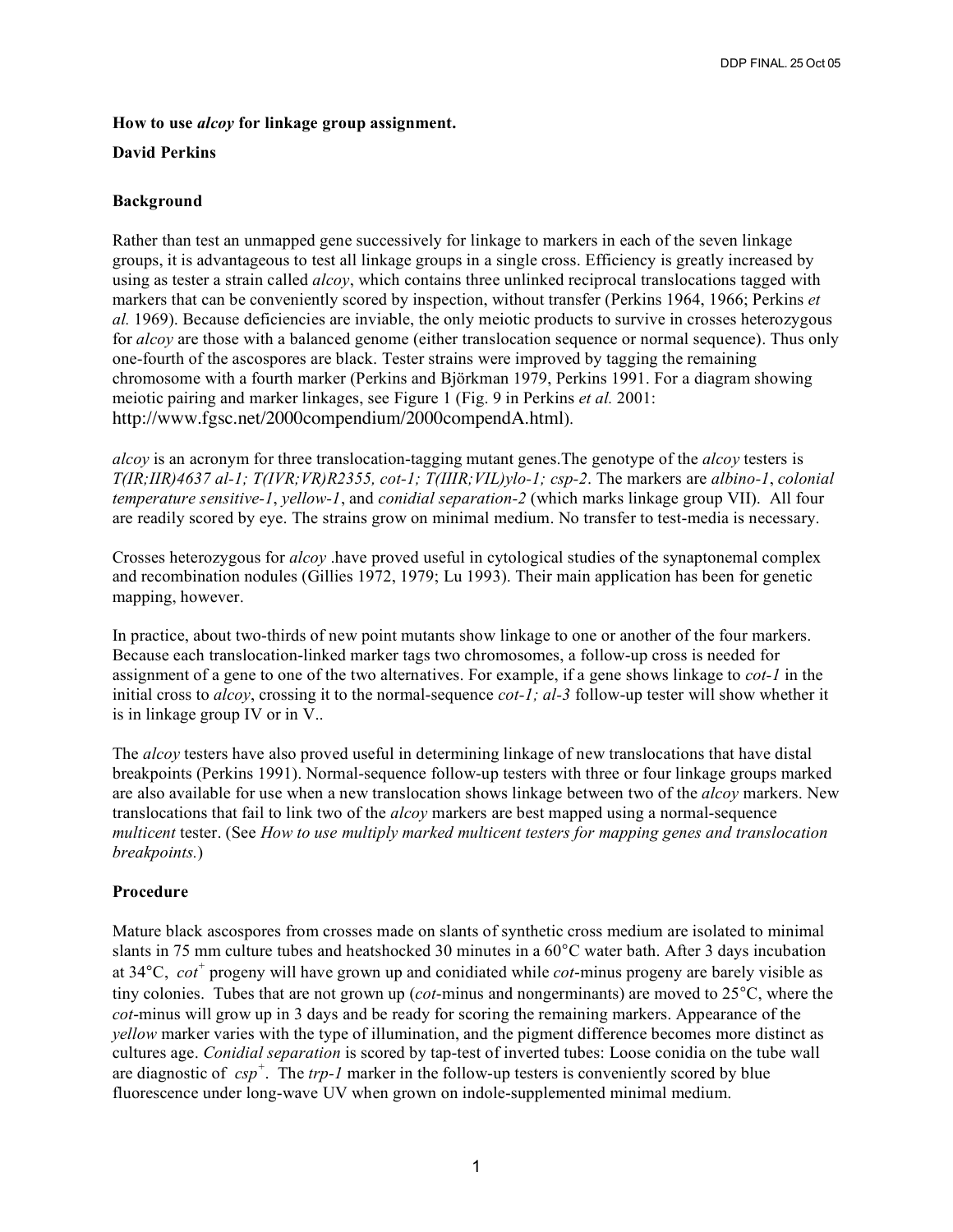**How to use *alcoy* for linkage group assignment.**

**David Perkins**

**Background**

Rather than test an unmapped gene successively for linkage to markers in each of the seven linkage groups, it is advantageous to test all linkage groups in a single cross. Efficiency is greatly increased by using as tester a strain called *alcoy*, which contains three unlinked reciprocal translocations tagged with markers that can be conveniently scored by inspection, without transfer (Perkins 1964, 1966; Perkins *et al.* 1969). Because deficiencies are inviable, the only meiotic products to survive in crosses heterozygous for *alcoy* are those with a balanced genome (either translocation sequence or normal sequence). Thus only one-fourth of the ascospores are black. Tester strains were improved by tagging the remaining chromosome with a fourth marker (Perkins and Björkman 1979, Perkins 1991. For a diagram showing meiotic pairing and marker linkages, see Figure 1 (Fig. 9 in Perkins *et al.* 2001: http://www.fgsc.net/2000compendium/2000compendA.html).

*alcoy* is an acronym for three translocation-tagging mutant genes.The genotype of the *alcoy* testers is *T(IR;IIR)4637 al-1; T(IVR;VR)R2355, cot-1; T(IIIR;VIL)ylo-1; csp-2*. The markers are *albino-1*, *colonial temperature sensitive-1*, *yellow-1*, and *conidial separation-2* (which marks linkage group VII). All four are readily scored by eye. The strains grow on minimal medium. No transfer to test-media is necessary.

Crosses heterozygous for *alcoy* .have proved useful in cytological studies of the synaptonemal complex and recombination nodules (Gillies 1972, 1979; Lu 1993). Their main application has been for genetic mapping, however.

In practice, about two-thirds of new point mutants show linkage to one or another of the four markers. Because each translocation-linked marker tags two chromosomes, a follow-up cross is needed for assignment of a gene to one of the two alternatives. For example, if a gene shows linkage to *cot-1* in the initial cross to *alcoy*, crossing it to the normal-sequence *cot-1; al-3* follow-up tester will show whether it is in linkage group IV or in V..

The *alcoy* testers have also proved useful in determining linkage of new translocations that have distal breakpoints (Perkins 1991). Normal-sequence follow-up testers with three or four linkage groups marked are also available for use when a new translocation shows linkage between two of the *alcoy* markers. New translocations that fail to link two of the *alcoy* markers are best mapped using a normal-sequence *multicent* tester. (See *How to use multiply marked multicent testers for mapping genes and translocation breakpoints.*)

**Procedure**

Mature black ascospores from crosses made on slants of synthetic cross medium are isolated to minimal slants in 75 mm culture tubes and heatshocked 30 minutes in a 60°C water bath. After 3 days incubation at 34°C, $cot^{+}$ progeny will have grown up and conidiated while *cot*-minus progeny are barely visible as tiny colonies. Tubes that are not grown up (*cot*-minus and nongerminants) are moved to 25°C, where the *cot*-minus will grow up in 3 days and be ready for scoring the remaining markers. Appearance of the *yellow* marker varies with the type of illumination, and the pigment difference becomes more distinct as cultures age. *Conidial separation* is scored by tap-test of inverted tubes: Loose conidia on the tube wall are diagnostic of $csp^{+}$. The *trp-1* marker in the follow-up testers is conveniently scored by blue fluorescence under long-wave UV when grown on indole-supplemented minimal medium.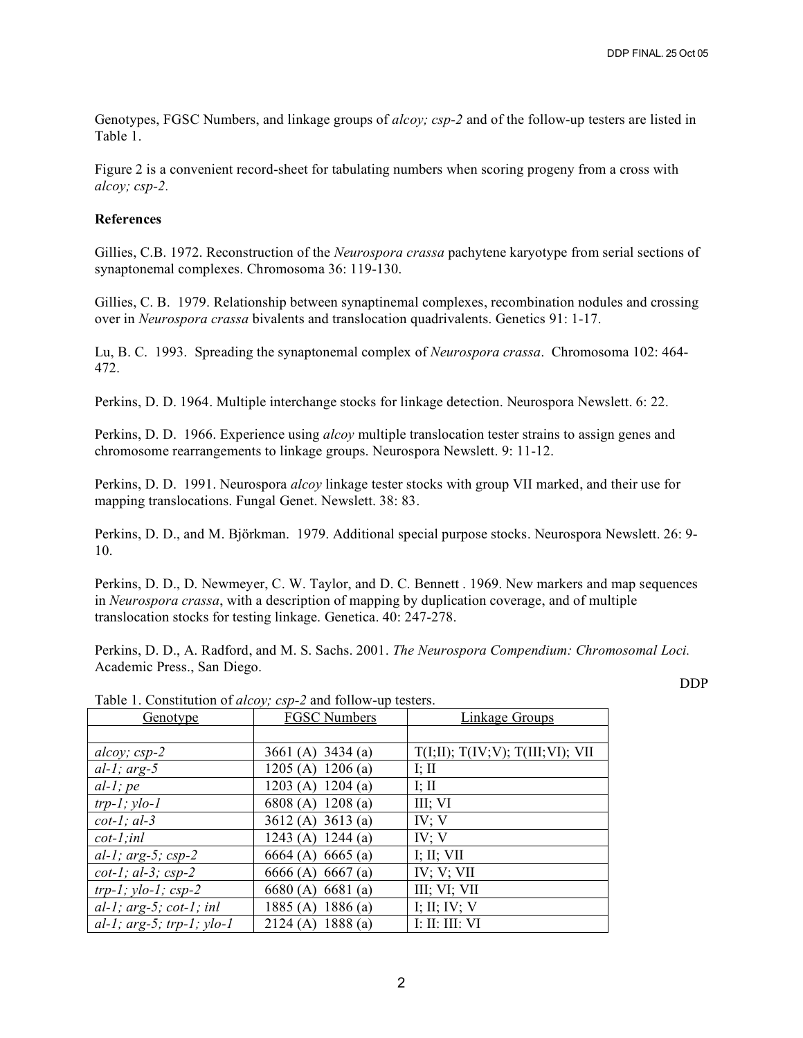Genotypes, FGSC Numbers, and linkage groups of *alcoy; csp-2* and of the follow-up testers are listed in Table 1.

Figure 2 is a convenient record-sheet for tabulating numbers when scoring progeny from a cross with *alcoy; csp-2*.

**References**

Gillies, C.B. 1972. Reconstruction of the *Neurospora crassa* pachytene karyotype from serial sections of synaptonemal complexes. Chromosoma 36: 119-130.

Gillies, C. B. 1979. Relationship between synaptinemal complexes, recombination nodules and crossing over in *Neurospora crassa* bivalents and translocation quadrivalents. Genetics 91: 1-17.

Lu, B. C. 1993. Spreading the synaptonemal complex of *Neurospora crassa*. Chromosoma 102: 464-472.

Perkins, D. D. 1964. Multiple interchange stocks for linkage detection. Neurospora Newslett. 6: 22.

Perkins, D. D. 1966. Experience using *alcoy* multiple translocation tester strains to assign genes and chromosome rearrangements to linkage groups. Neurospora Newslett. 9: 11-12.

Perkins, D. D. 1991. Neurospora *alcoy* linkage tester stocks with group VII marked, and their use for mapping translocations. Fungal Genet. Newslett. 38: 83.

Perkins, D. D., and M. Björkman. 1979. Additional special purpose stocks. Neurospora Newslett. 26: 9-10.

Perkins, D. D., D. Newmeyer, C. W. Taylor, and D. C. Bennett . 1969. New markers and map sequences in *Neurospora crassa*, with a description of mapping by duplication coverage, and of multiple translocation stocks for testing linkage. Genetica. 40: 247-278.

Perkins, D. D., A. Radford, and M. S. Sachs. 2001. *The Neurospora Compendium: Chromosomal Loci.* Academic Press., San Diego.

DDP

Table 1. Constitution of *alcoy; csp-2* and follow-up testers.

| Genotype | FGSC Numbers | Linkage Groups |
|---|---|---|
| | | |
| *alcoy; csp-2* | 3661 (A) 3434 (a) | T(I;II); T(IV;V); T(III;VI); VII |
| *al-1; arg-5* | 1205 (A) 1206 (a) | I; II |
| *al-1; pe* | 1203 (A) 1204 (a) | I; II |
| *trp-1; ylo-1* | 6808 (A) 1208 (a) | III; VI |
| *cot-1; al-3* | 3612 (A) 3613 (a) | IV; V |
| *cot-1;inl* | 1243 (A) 1244 (a) | IV; V |
| *al-1; arg-5; csp-2* | 6664 (A) 6665 (a) | I; II; VII |
| *cot-1; al-3; csp-2* | 6666 (A) 6667 (a) | IV; V; VII |
| *trp-1; ylo-1; csp-2* | 6680 (A) 6681 (a) | III; VI; VII |
| *al-1; arg-5; cot-1; inl* | 1885 (A) 1886 (a) | I; II; IV; V |
| *al-1; arg-5; trp-1; ylo-1* | 2124 (A) 1888 (a) | I: II: III: VI |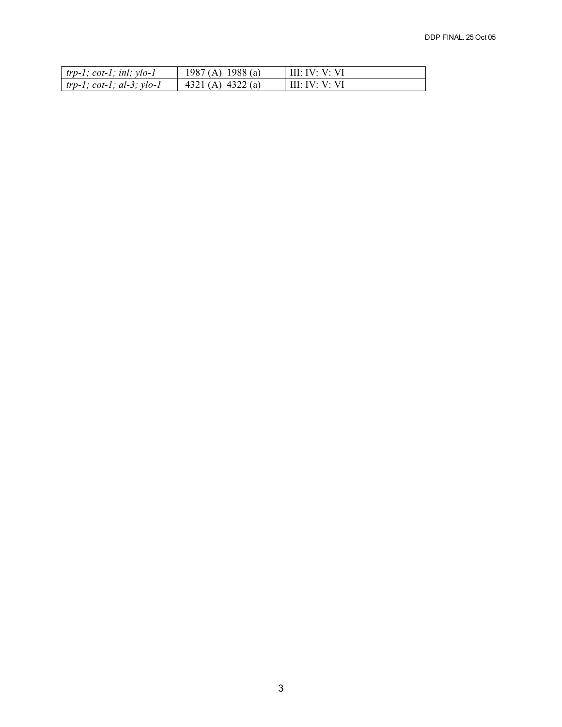| *trp-1; cot-1; inl; ylo-1* | 1987 (A) 1988 (a) | III: IV: V: VI |
| --- | --- | --- |
| *trp-1; cot-1; al-3; ylo-1* | 4321 (A) 4322 (a) | III: IV: V: VI |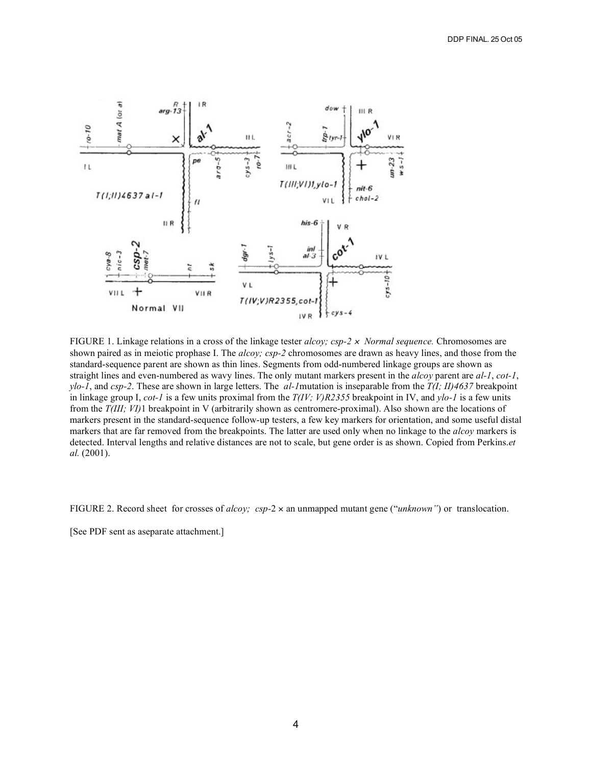FIGURE 1. Linkage relations in a cross of the linkage tester *alcoy; csp-2 × Normal sequence.* Chromosomes are shown paired as in meiotic prophase I. The *alcoy; csp-2* chromosomes are drawn as heavy lines, and those from the standard-sequence parent are shown as thin lines. Segments from odd-numbered linkage groups are shown as straight lines and even-numbered as wavy lines. The only mutant markers present in the *alcoy* parent are *al-1*, *cot-1*, *ylo-1*, and *csp-2*. These are shown in large letters. The *al-1*mutation is inseparable from the *T(I; II)4637* breakpoint in linkage group I, *cot-1* is a few units proximal from the *T(IV; V)R2355* breakpoint in IV, and *ylo-1* is a few units from the *T(III; VI)*1 breakpoint in V (arbitrarily shown as centromere-proximal). Also shown are the locations of markers present in the standard-sequence follow-up testers, a few key markers for orientation, and some useful distal markers that are far removed from the breakpoints. The latter are used only when no linkage to the *alcoy* markers is detected. Interval lengths and relative distances are not to scale, but gene order is as shown. Copied from Perkins.*et al.* (2001).

FIGURE 2. Record sheet for crosses of *alcoy; csp*-2 × an unmapped mutant gene ("*unknown"*) or translocation.

[See PDF sent as aseparate attachment.]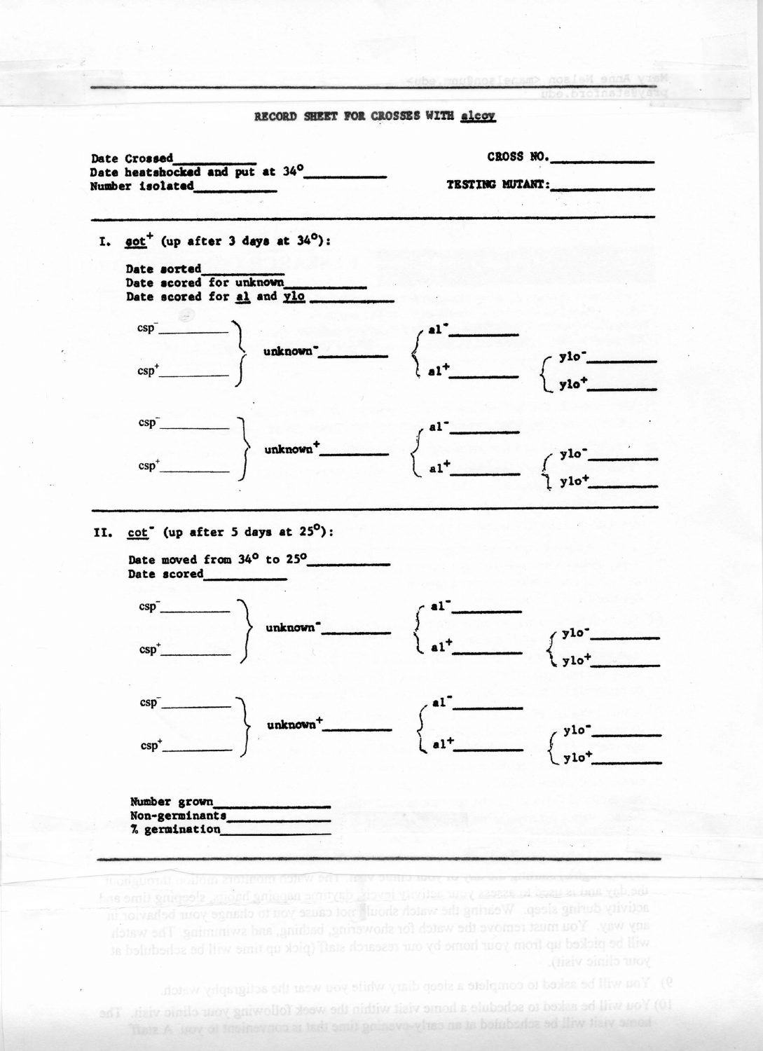**RECORD SHEET FOR CROSSES WITH alcoy**

Date Crossed\_\_\_\_\_\_\_\_\_\_ CROSS NO.\_\_\_\_\_\_\_\_\_\_

Date heatshocked and put at 34°\_\_\_\_\_\_\_\_\_\_

Number isolated\_\_\_\_\_\_\_\_\_\_ TESTING MUTANT:\_\_\_\_\_\_\_\_\_\_

---

**I. $cot^+$ (up after 3 days at 34°):**

Date sorted\_\_\_\_\_\_\_\_\_\_

Date scored for unknown\_\_\_\_\_\_\_\_\_\_

Date scored for al and ylo\_\_\_\_\_\_\_\_\_\_

$csp^-$\_\_\_\_\_\_\_\_\_\_
$csp^+$\_\_\_\_\_\_\_\_\_\_ } $unknown^-$\_\_\_\_\_\_\_\_\_\_ { $al^-$\_\_\_\_\_\_\_\_\_\_ / $al^+$\_\_\_\_\_\_\_\_\_\_ { $ylo^-$\_\_\_\_\_\_\_\_\_\_ / $ylo^+$\_\_\_\_\_\_\_\_\_\_

$csp^-$\_\_\_\_\_\_\_\_\_\_
$csp^+$\_\_\_\_\_\_\_\_\_\_ } $unknown^+$\_\_\_\_\_\_\_\_\_\_ { $al^-$\_\_\_\_\_\_\_\_\_\_ / $al^+$\_\_\_\_\_\_\_\_\_\_ { $ylo^-$\_\_\_\_\_\_\_\_\_\_ / $ylo^+$\_\_\_\_\_\_\_\_\_\_

---

**II. $cot^-$ (up after 5 days at 25°):**

Date moved from 34° to 25°\_\_\_\_\_\_\_\_\_\_

Date scored\_\_\_\_\_\_\_\_\_\_

$csp^-$\_\_\_\_\_\_\_\_\_\_
$csp^+$\_\_\_\_\_\_\_\_\_\_ } $unknown^-$\_\_\_\_\_\_\_\_\_\_ { $al^-$\_\_\_\_\_\_\_\_\_\_ / $al^+$\_\_\_\_\_\_\_\_\_\_ { $ylo^-$\_\_\_\_\_\_\_\_\_\_ / $ylo^+$\_\_\_\_\_\_\_\_\_\_

$csp^-$\_\_\_\_\_\_\_\_\_\_
$csp^+$\_\_\_\_\_\_\_\_\_\_ } $unknown^+$\_\_\_\_\_\_\_\_\_\_ { $al^-$\_\_\_\_\_\_\_\_\_\_ / $al^+$\_\_\_\_\_\_\_\_\_\_ { $ylo^-$\_\_\_\_\_\_\_\_\_\_ / $ylo^+$\_\_\_\_\_\_\_\_\_\_

Number grown\_\_\_\_\_\_\_\_\_\_

Non-germinants\_\_\_\_\_\_\_\_\_\_

% germination\_\_\_\_\_\_\_\_\_\_